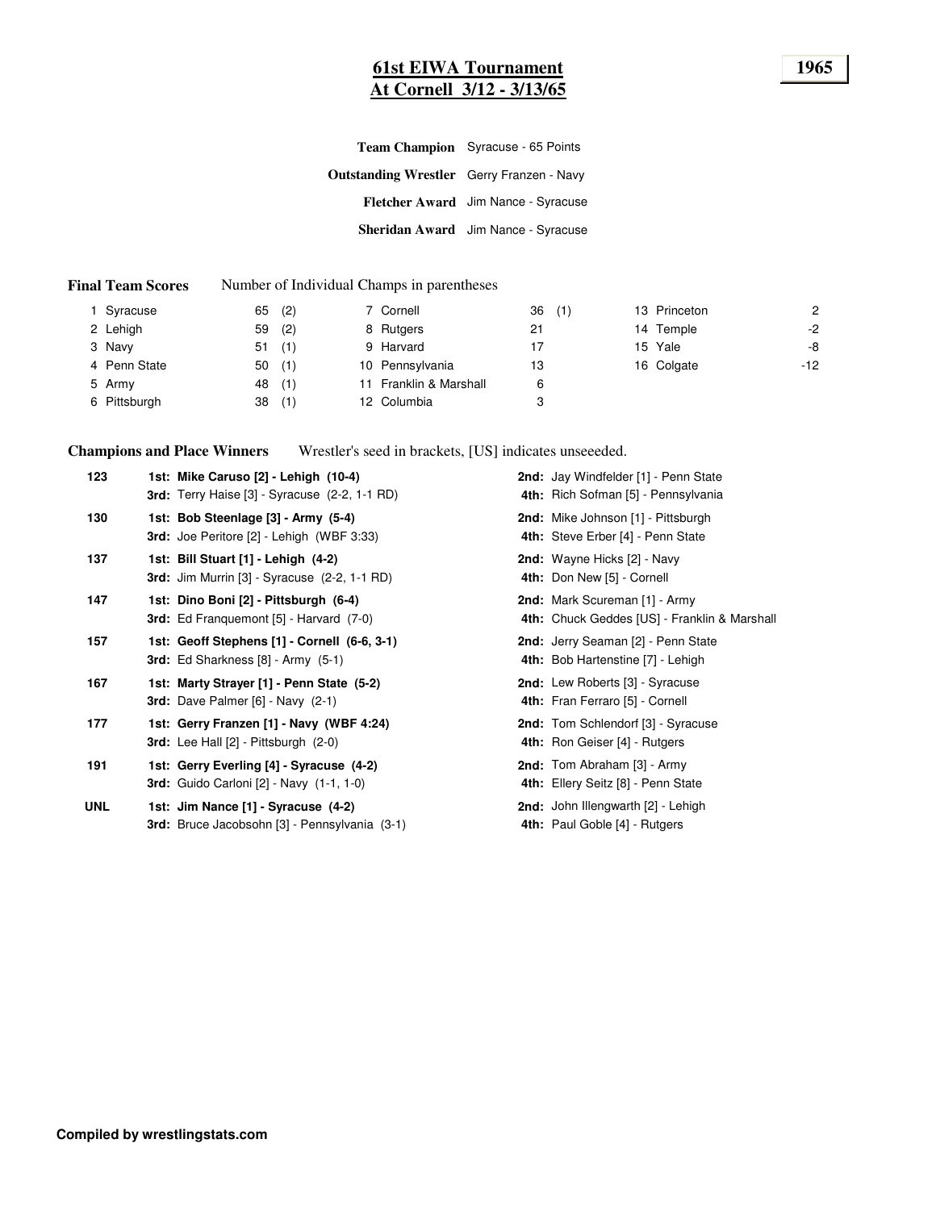# 61st EWA Tournament
## At Cornell 3/12 - 3/13/65

**1965**

**Team Champion** Syracuse - 65 Points

**Outstanding Wrestler** Gerry Franzen - Navy

**Fletcher Award** Jim Nance - Syracuse

**Sheridan Award** Jim Nance - Syracuse

**Final Team Scores** Number of Individual Champs in parentheses

| | Team | Points | Champs | | Team | Points | Champs | | Team | Points |
|---|---|---|---|---|---|---|---|---|---|---|
| 1 | Syracuse | 65 | (2) | 7 | Cornell | 36 | (1) | 13 | Princeton | 2 |
| 2 | Lehigh | 59 | (2) | 8 | Rutgers | 21 | | 14 | Temple | -2 |
| 3 | Navy | 51 | (1) | 9 | Harvard | 17 | | 15 | Yale | -8 |
| 4 | Penn State | 50 | (1) | 10 | Pennsylvania | 13 | | 16 | Colgate | -12 |
| 5 | Army | 48 | (1) | 11 | Franklin & Marshall | 6 | | | | |
| 6 | Pittsburgh | 38 | (1) | 12 | Columbia | 3 | | | | |

**Champions and Place Winners** Wrestler's seed in brackets, [US] indicates unseeeded.

| Weight | Place Winners | |
|---|---|---|
| 123 | **1st: Mike Caruso [2] - Lehigh (10-4)** | **2nd:** Jay Windfelder [1] - Penn State |
| | **3rd:** Terry Haise [3] - Syracuse (2-2, 1-1 RD) | **4th:** Rich Sofman [5] - Pennsylvania |
| 130 | **1st: Bob Steenlage [3] - Army (5-4)** | **2nd:** Mike Johnson [1] - Pittsburgh |
| | **3rd:** Joe Peritore [2] - Lehigh (WBF 3:33) | **4th:** Steve Erber [4] - Penn State |
| 137 | **1st: Bill Stuart [1] - Lehigh (4-2)** | **2nd:** Wayne Hicks [2] - Navy |
| | **3rd:** Jim Murrin [3] - Syracuse (2-2, 1-1 RD) | **4th:** Don New [5] - Cornell |
| 147 | **1st: Dino Boni [2] - Pittsburgh (6-4)** | **2nd:** Mark Scureman [1] - Army |
| | **3rd:** Ed Franquemont [5] - Harvard (7-0) | **4th:** Chuck Geddes [US] - Franklin & Marshall |
| 157 | **1st: Geoff Stephens [1] - Cornell (6-6, 3-1)** | **2nd:** Jerry Seaman [2] - Penn State |
| | **3rd:** Ed Sharkness [8] - Army (5-1) | **4th:** Bob Hartenstine [7] - Lehigh |
| 167 | **1st: Marty Strayer [1] - Penn State (5-2)** | **2nd:** Lew Roberts [3] - Syracuse |
| | **3rd:** Dave Palmer [6] - Navy (2-1) | **4th:** Fran Ferraro [5] - Cornell |
| 177 | **1st: Gerry Franzen [1] - Navy (WBF 4:24)** | **2nd:** Tom Schlendorf [3] - Syracuse |
| | **3rd:** Lee Hall [2] - Pittsburgh (2-0) | **4th:** Ron Geiser [4] - Rutgers |
| 191 | **1st: Gerry Everling [4] - Syracuse (4-2)** | **2nd:** Tom Abraham [3] - Army |
| | **3rd:** Guido Carloni [2] - Navy (1-1, 1-0) | **4th:** Ellery Seitz [8] - Penn State |
| UNL | **1st: Jim Nance [1] - Syracuse (4-2)** | **2nd:** John Illengwarth [2] - Lehigh |
| | **3rd:** Bruce Jacobsohn [3] - Pennsylvania (3-1) | **4th:** Paul Goble [4] - Rutgers |

**Compiled by wrestlingstats.com**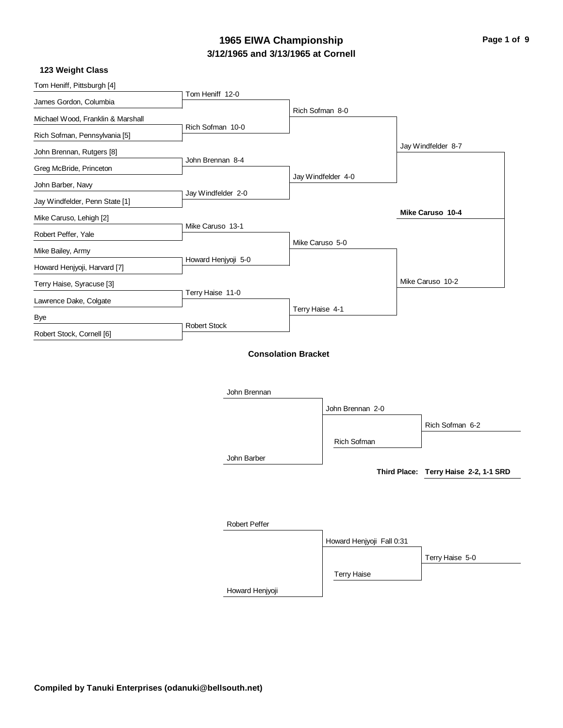# 1965 EIWA Championship
## 3/12/1965 and 3/13/1965 at Cornell

### 123 Weight Class

**First Round**

- Tom Heniff, Pittsburgh [4] vs. James Gordon, Columbia — Tom Heniff 12-0
- Michael Wood, Franklin & Marshall vs. Rich Sofman, Pennsylvania [5] — Rich Sofman 10-0
- John Brennan, Rutgers [8] vs. Greg McBride, Princeton — John Brennan 8-4
- John Barber, Navy vs. Jay Windfelder, Penn State [1] — Jay Windfelder 2-0
- Mike Caruso, Lehigh [2] vs. Robert Peffer, Yale — Mike Caruso 13-1
- Mike Bailey, Army vs. Howard Henjyoji, Harvard [7] — Howard Henjyoji 5-0
- Terry Haise, Syracuse [3] vs. Lawrence Dake, Colgate — Terry Haise 11-0
- Bye vs. Robert Stock, Cornell [6] — Robert Stock

**Quarterfinals**

- Rich Sofman 8-0
- Jay Windfelder 4-0
- Mike Caruso 5-0
- Terry Haise 4-1

**Semifinals**

- Jay Windfelder 8-7
- Mike Caruso 10-2

**Final**

- **Mike Caruso 10-4**

### Consolation Bracket

- John Brennan vs. John Barber — John Brennan 2-0
- John Brennan vs. Rich Sofman — Rich Sofman 6-2
- Robert Peffer vs. Howard Henjyoji — Howard Henjyoji Fall 0:31
- Howard Henjyoji vs. Terry Haise — Terry Haise 5-0

**Third Place: Terry Haise 2-2, 1-1 SRD**

**Compiled by Tanuki Enterprises (odanuki@bellsouth.net)**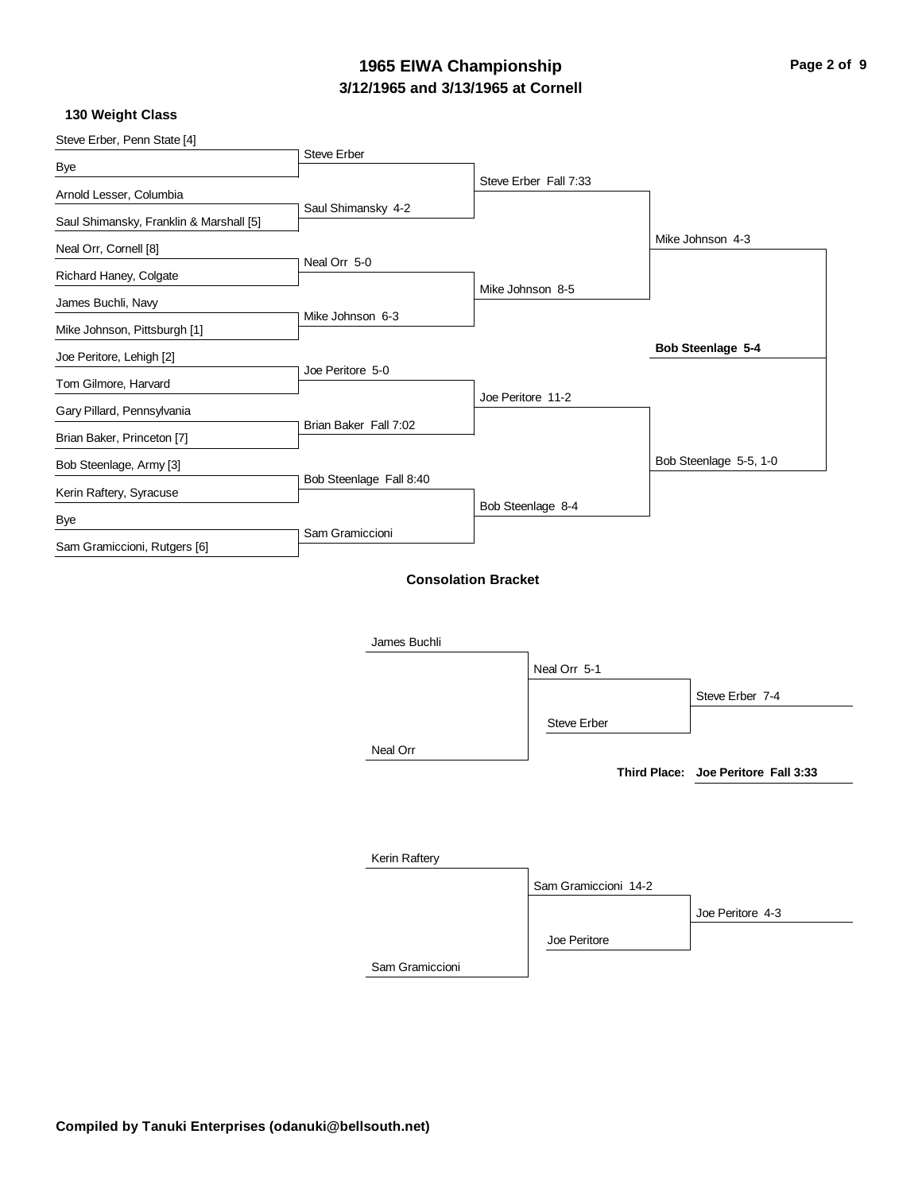# 1965 EIWA Championship

## 3/12/1965 and 3/13/1965 at Cornell

### 130 Weight Class

**First Round**

- Steve Erber, Penn State [4] vs. Bye — Steve Erber
- Arnold Lesser, Columbia vs. Saul Shimansky, Franklin & Marshall [5] — Saul Shimansky 4-2
- Neal Orr, Cornell [8] vs. Richard Haney, Colgate — Neal Orr 5-0
- James Buchli, Navy vs. Mike Johnson, Pittsburgh [1] — Mike Johnson 6-3
- Joe Peritore, Lehigh [2] vs. Tom Gilmore, Harvard — Joe Peritore 5-0
- Gary Pillard, Pennsylvania vs. Brian Baker, Princeton [7] — Brian Baker Fall 7:02
- Bob Steenlage, Army [3] vs. Kerin Raftery, Syracuse — Bob Steenlage Fall 8:40
- Bye vs. Sam Gramiccioni, Rutgers [6] — Sam Gramiccioni

**Quarterfinals**

- Steve Erber Fall 7:33
- Mike Johnson 8-5
- Joe Peritore 11-2
- Bob Steenlage 8-4

**Semifinals**

- Mike Johnson 4-3
- Bob Steenlage 5-5, 1-0

**Final**

- **Bob Steenlage 5-4**

### Consolation Bracket

- James Buchli vs. Neal Orr — Neal Orr 5-1
- Neal Orr vs. Steve Erber — Steve Erber 7-4
- Kerin Raftery vs. Sam Gramiccioni — Sam Gramiccioni 14-2
- Sam Gramiccioni vs. Joe Peritore — Joe Peritore 4-3

**Third Place: Joe Peritore Fall 3:33**

**Compiled by Tanuki Enterprises (odanuki@bellsouth.net)**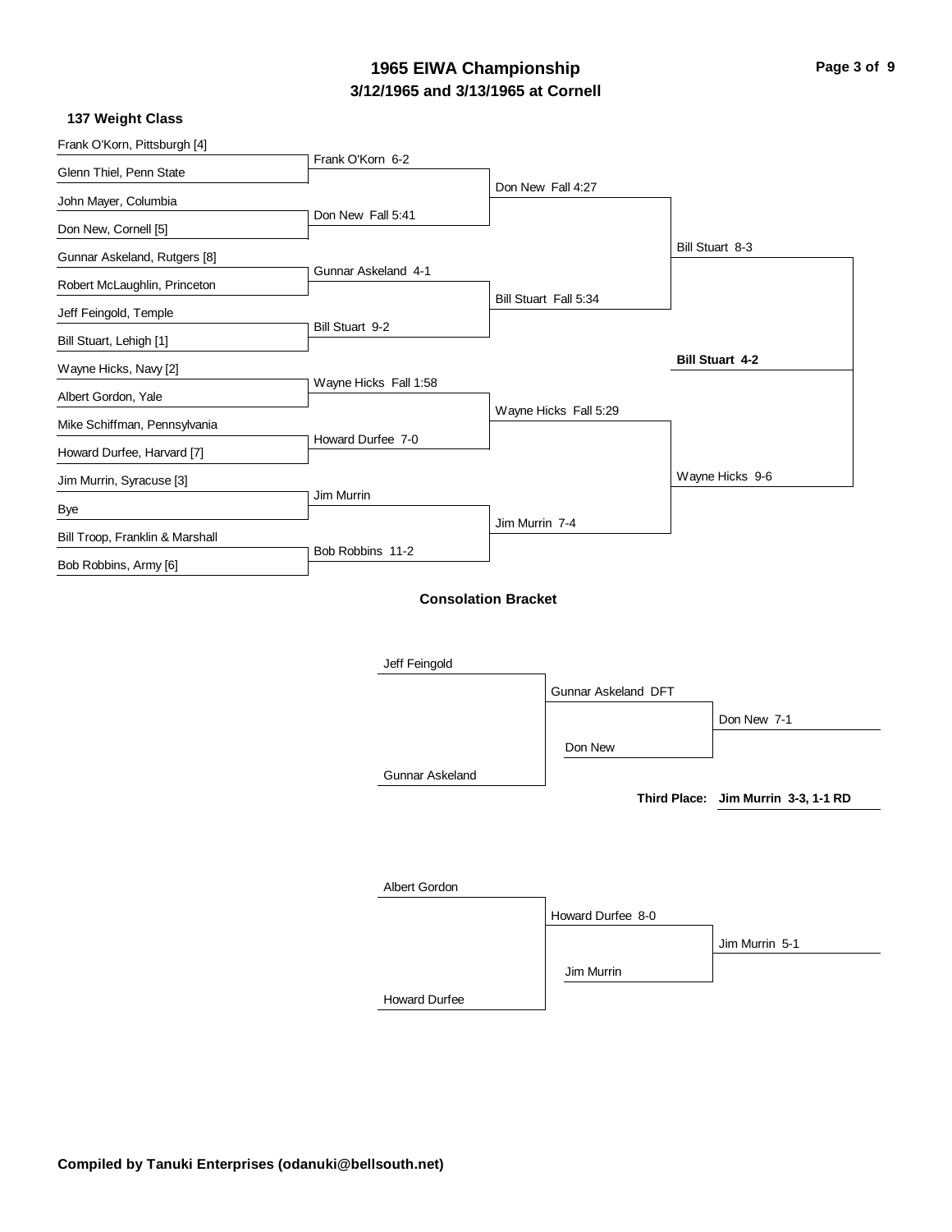# 1965 EIWA Championship
## 3/12/1965 and 3/13/1965 at Cornell

### 137 Weight Class

**First Round**

- Frank O'Korn, Pittsburgh [4] vs. Glenn Thiel, Penn State — Frank O'Korn 6-2
- John Mayer, Columbia vs. Don New, Cornell [5] — Don New Fall 5:41
- Gunnar Askeland, Rutgers [8] vs. Robert McLaughlin, Princeton — Gunnar Askeland 4-1
- Jeff Feingold, Temple vs. Bill Stuart, Lehigh [1] — Bill Stuart 9-2
- Wayne Hicks, Navy [2] vs. Albert Gordon, Yale — Wayne Hicks Fall 1:58
- Mike Schiffman, Pennsylvania vs. Howard Durfee, Harvard [7] — Howard Durfee 7-0
- Jim Murrin, Syracuse [3] vs. Bye — Jim Murrin
- Bill Troop, Franklin & Marshall vs. Bob Robbins, Army [6] — Bob Robbins 11-2

**Quarterfinals**

- Don New Fall 4:27
- Bill Stuart Fall 5:34
- Wayne Hicks Fall 5:29
- Jim Murrin 7-4

**Semifinals**

- Bill Stuart 8-3
- Wayne Hicks 9-6

**Final**

- **Bill Stuart 4-2**

### Consolation Bracket

- Jeff Feingold vs. Gunnar Askeland — Gunnar Askeland DFT
- Gunnar Askeland vs. Don New — Don New 7-1

**Third Place: Jim Murrin 3-3, 1-1 RD**

- Albert Gordon vs. Howard Durfee — Howard Durfee 8-0
- Howard Durfee vs. Jim Murrin — Jim Murrin 5-1

**Compiled by Tanuki Enterprises (odanuki@bellsouth.net)**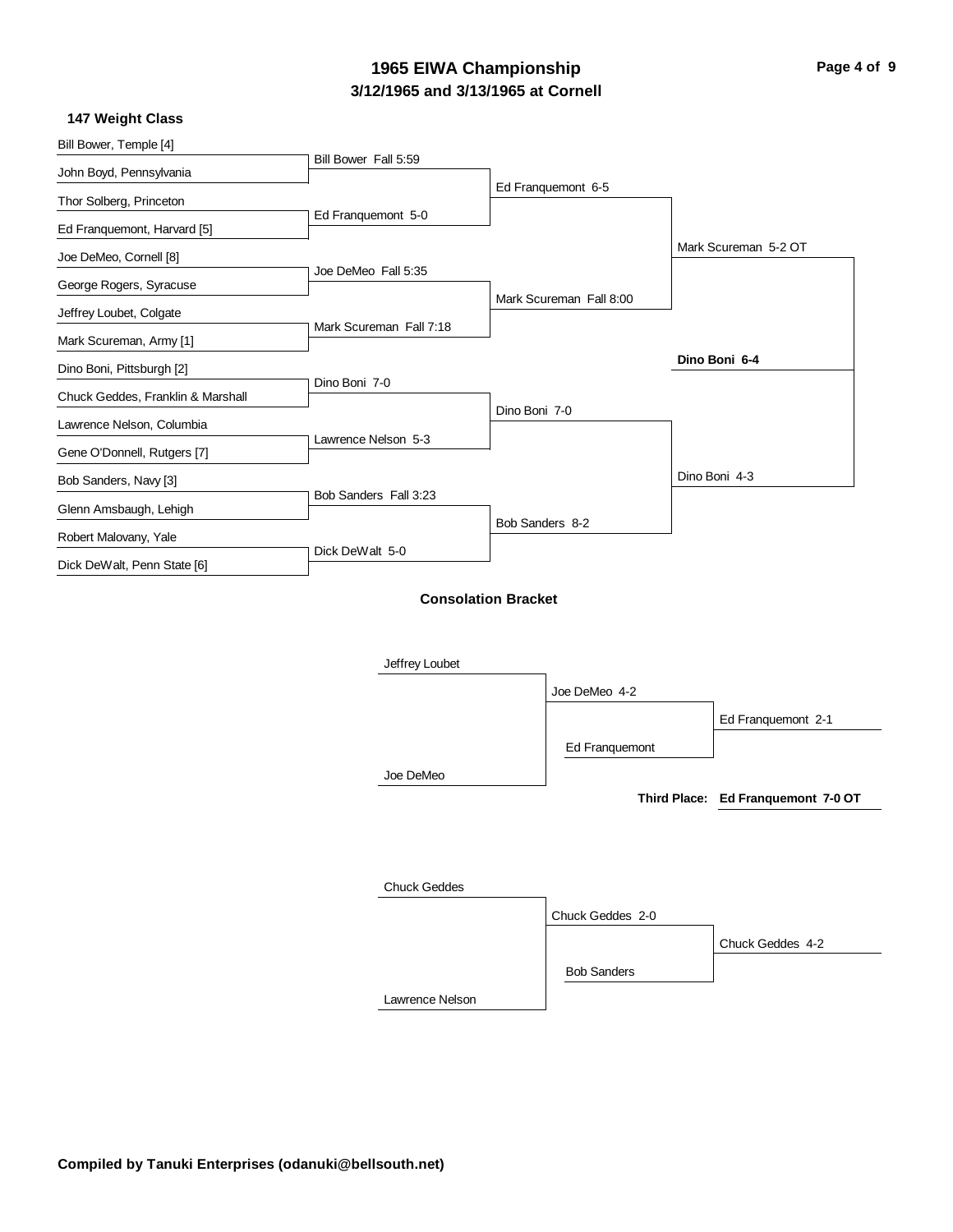# 1965 EIWA Championship

## 3/12/1965 and 3/13/1965 at Cornell

### 147 Weight Class

**First Round**

- Bill Bower, Temple [4] vs. John Boyd, Pennsylvania — Bill Bower Fall 5:59
- Thor Solberg, Princeton vs. Ed Franquemont, Harvard [5] — Ed Franquemont 5-0
- Joe DeMeo, Cornell [8] vs. George Rogers, Syracuse — Joe DeMeo Fall 5:35
- Jeffrey Loubet, Colgate vs. Mark Scureman, Army [1] — Mark Scureman Fall 7:18
- Dino Boni, Pittsburgh [2] vs. Chuck Geddes, Franklin & Marshall — Dino Boni 7-0
- Lawrence Nelson, Columbia vs. Gene O'Donnell, Rutgers [7] — Lawrence Nelson 5-3
- Bob Sanders, Navy [3] vs. Glenn Amsbaugh, Lehigh — Bob Sanders Fall 3:23
- Robert Malovany, Yale vs. Dick DeWalt, Penn State [6] — Dick DeWalt 5-0

**Quarterfinals**

- Ed Franquemont 6-5
- Mark Scureman Fall 8:00
- Dino Boni 7-0
- Bob Sanders 8-2

**Semifinals**

- Mark Scureman 5-2 OT
- Dino Boni 4-3

**Final**

- **Dino Boni 6-4**

### Consolation Bracket

- Jeffrey Loubet vs. Joe DeMeo — Joe DeMeo 4-2
- Joe DeMeo vs. Ed Franquemont — Ed Franquemont 2-1
- **Third Place: Ed Franquemont 7-0 OT**

- Chuck Geddes vs. Lawrence Nelson — Chuck Geddes 2-0
- Chuck Geddes vs. Bob Sanders — Chuck Geddes 4-2

**Compiled by Tanuki Enterprises (odanuki@bellsouth.net)**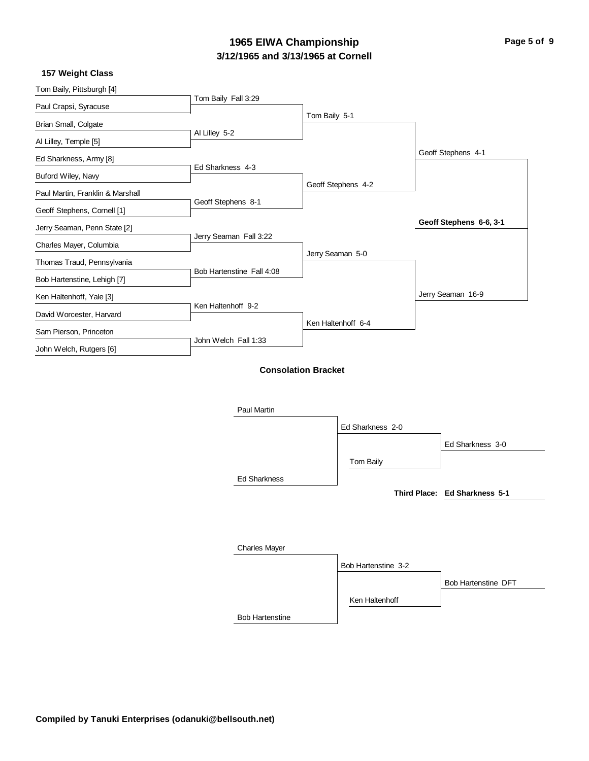# 1965 EIWA Championship
## 3/12/1965 and 3/13/1965 at Cornell

### 157 Weight Class

**Championship Bracket**

First Round:
- Tom Baily, Pittsburgh [4] vs. Paul Crapsi, Syracuse — Tom Baily Fall 3:29
- Brian Small, Colgate vs. Al Lilley, Temple [5] — Al Lilley 5-2
- Ed Sharkness, Army [8] vs. Buford Wiley, Navy — Ed Sharkness 4-3
- Paul Martin, Franklin & Marshall vs. Geoff Stephens, Cornell [1] — Geoff Stephens 8-1
- Jerry Seaman, Penn State [2] vs. Charles Mayer, Columbia — Jerry Seaman Fall 3:22
- Thomas Traud, Pennsylvania vs. Bob Hartenstine, Lehigh [7] — Bob Hartenstine Fall 4:08
- Ken Haltenhoff, Yale [3] vs. David Worcester, Harvard — Ken Haltenhoff 9-2
- Sam Pierson, Princeton vs. John Welch, Rutgers [6] — John Welch Fall 1:33

Quarterfinals:
- Tom Baily 5-1
- Geoff Stephens 4-2
- Jerry Seaman 5-0
- Ken Haltenhoff 6-4

Semifinals:
- Geoff Stephens 4-1
- Jerry Seaman 16-9

Final:
- **Geoff Stephens 6-6, 3-1**

### Consolation Bracket

- Paul Martin vs. Ed Sharkness — Ed Sharkness 2-0
- Ed Sharkness vs. Tom Baily — Ed Sharkness 3-0
- **Third Place: Ed Sharkness 5-1**

- Charles Mayer vs. Bob Hartenstine — Bob Hartenstine 3-2
- Bob Hartenstine vs. Ken Haltenhoff — Bob Hartenstine DFT

**Compiled by Tanuki Enterprises (odanuki@bellsouth.net)**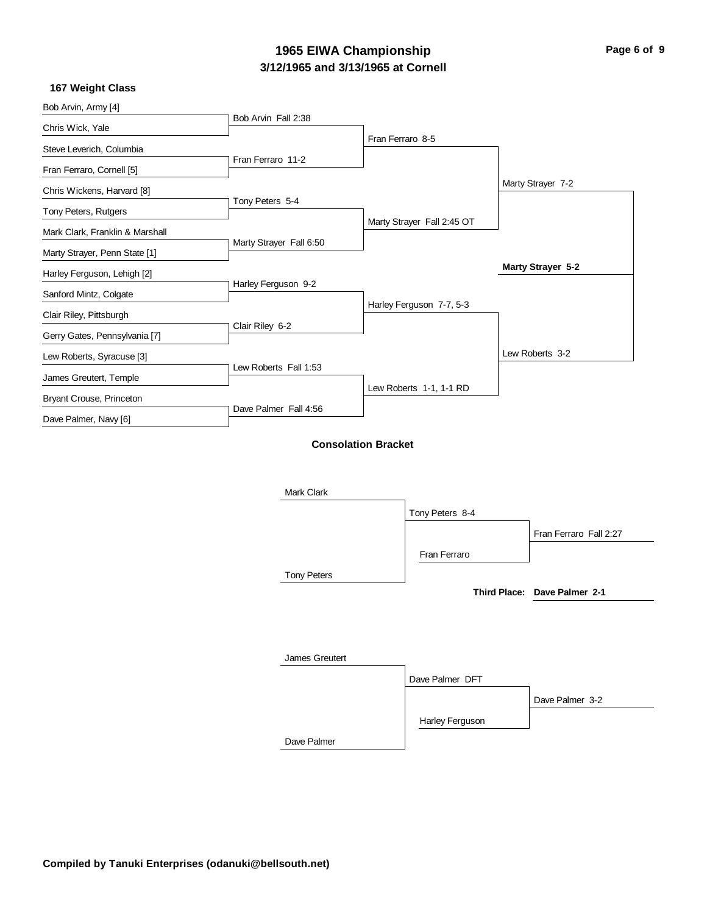# 1965 EIWA Championship

## 3/12/1965 and 3/13/1965 at Cornell

### 167 Weight Class

**Championship Bracket**

| First Round | Quarterfinals | Semifinals | Finals | Champion |
|---|---|---|---|---|
| Bob Arvin, Army [4] | Bob Arvin Fall 2:38 | Fran Ferraro 8-5 | Marty Strayer 7-2 | **Marty Strayer 5-2** |
| Chris Wick, Yale | | | | |
| Steve Leverich, Columbia | Fran Ferraro 11-2 | | | |
| Fran Ferraro, Cornell [5] | | | | |
| Chris Wickens, Harvard [8] | Tony Peters 5-4 | Marty Strayer Fall 2:45 OT | | |
| Tony Peters, Rutgers | | | | |
| Mark Clark, Franklin & Marshall | Marty Strayer Fall 6:50 | | | |
| Marty Strayer, Penn State [1] | | | | |
| Harley Ferguson, Lehigh [2] | Harley Ferguson 9-2 | Harley Ferguson 7-7, 5-3 | Lew Roberts 3-2 | |
| Sanford Mintz, Colgate | | | | |
| Clair Riley, Pittsburgh | Clair Riley 6-2 | | | |
| Gerry Gates, Pennsylvania [7] | | | | |
| Lew Roberts, Syracuse [3] | Lew Roberts Fall 1:53 | Lew Roberts 1-1, 1-1 RD | | |
| James Greutert, Temple | | | | |
| Bryant Crouse, Princeton | Dave Palmer Fall 4:56 | | | |
| Dave Palmer, Navy [6] | | | | |

**Consolation Bracket**

| First Round | Second Round | Final |
|---|---|---|
| Mark Clark | Tony Peters 8-4 | Fran Ferraro Fall 2:27 |
| Tony Peters | | |
| | Fran Ferraro | |
| James Greutert | Dave Palmer DFT | Dave Palmer 3-2 |
| Dave Palmer | | |
| | Harley Ferguson | |

**Third Place: Dave Palmer 2-1**

**Compiled by Tanuki Enterprises (odanuki@bellsouth.net)**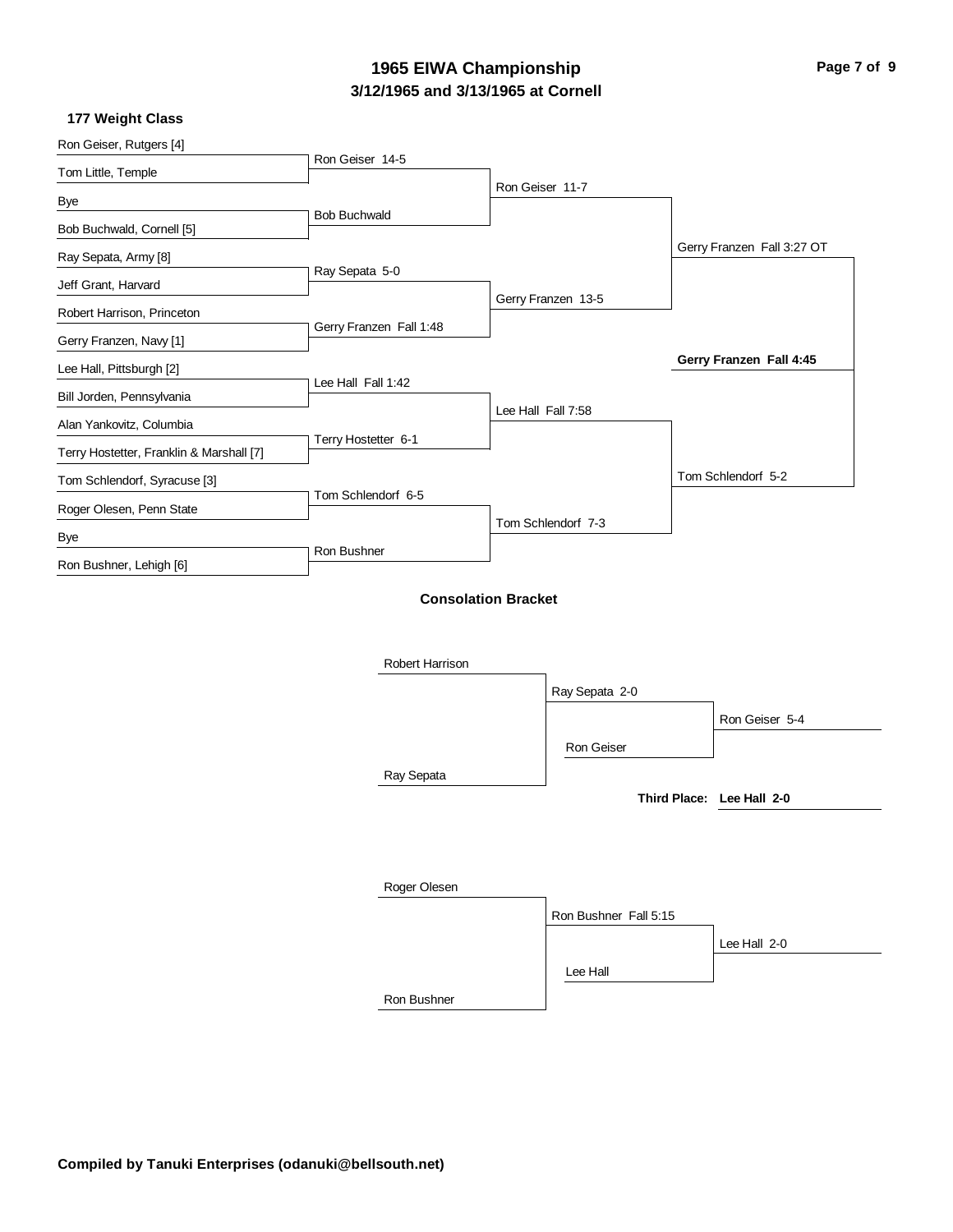# 1965 EIWA Championship

## 3/12/1965 and 3/13/1965 at Cornell

### 177 Weight Class

**First Round**

- Ron Geiser, Rutgers [4] vs. Tom Little, Temple — Ron Geiser 14-5
- Bye vs. Bob Buchwald, Cornell [5] — Bob Buchwald
- Ray Sepata, Army [8] vs. Jeff Grant, Harvard — Ray Sepata 5-0
- Robert Harrison, Princeton vs. Gerry Franzen, Navy [1] — Gerry Franzen Fall 1:48
- Lee Hall, Pittsburgh [2] vs. Bill Jorden, Pennsylvania — Lee Hall Fall 1:42
- Alan Yankovitz, Columbia vs. Terry Hostetter, Franklin & Marshall [7] — Terry Hostetter 6-1
- Tom Schlendorf, Syracuse [3] vs. Roger Olesen, Penn State — Tom Schlendorf 6-5
- Bye vs. Ron Bushner, Lehigh [6] — Ron Bushner

**Quarterfinals**

- Ron Geiser 11-7
- Gerry Franzen 13-5
- Lee Hall Fall 7:58
- Tom Schlendorf 7-3

**Semifinals**

- Gerry Franzen Fall 3:27 OT
- Tom Schlendorf 5-2

**Final**

- **Gerry Franzen Fall 4:45**

### Consolation Bracket

- Robert Harrison vs. Ray Sepata — Ray Sepata 2-0
- Ray Sepata vs. Ron Geiser — Ron Geiser 5-4

**Third Place: Lee Hall 2-0**

- Roger Olesen vs. Ron Bushner — Ron Bushner Fall 5:15
- Ron Bushner vs. Lee Hall — Lee Hall 2-0

**Compiled by Tanuki Enterprises (odanuki@bellsouth.net)**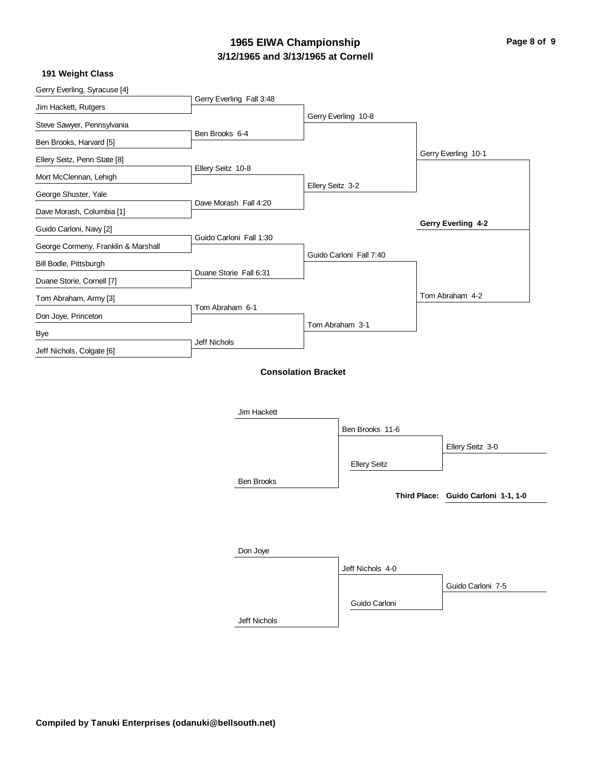# 1965 EIWA Championship
## 3/12/1965 and 3/13/1965 at Cornell

### 191 Weight Class

**Championship Bracket**

| First Round | Quarterfinals | Semifinals | Finals |
| --- | --- | --- | --- |
| Gerry Everling, Syracuse [4] vs. Jim Hackett, Rutgers | Gerry Everling Fall 3:48 | | |
| Steve Sawyer, Pennsylvania vs. Ben Brooks, Harvard [5] | Ben Brooks 6-4 | | |
| | | Gerry Everling 10-8 | |
| Ellery Seitz, Penn State [8] vs. Mort McClennan, Lehigh | Ellery Seitz 10-8 | | |
| George Shuster, Yale vs. Dave Morash, Columbia [1] | Dave Morash Fall 4:20 | | |
| | | Ellery Seitz 3-2 | |
| | | | Gerry Everling 10-1 |
| Guido Carloni, Navy [2] vs. George Cormeny, Franklin & Marshall | Guido Carloni Fall 1:30 | | |
| Bill Bodle, Pittsburgh vs. Duane Storie, Cornell [7] | Duane Storie Fall 6:31 | | |
| | | Guido Carloni Fall 7:40 | |
| Tom Abraham, Army [3] vs. Don Joye, Princeton | Tom Abraham 6-1 | | |
| Bye vs. Jeff Nichols, Colgate [6] | Jeff Nichols | | |
| | | Tom Abraham 3-1 | |
| | | | Tom Abraham 4-2 |

**Champion: Gerry Everling 4-2**

### Consolation Bracket

| Round 1 | Round 2 | Final |
| --- | --- | --- |
| Jim Hackett vs. Ben Brooks | Ben Brooks 11-6 | |
| Ellery Seitz | | Ellery Seitz 3-0 |

| Round 1 | Round 2 | Final |
| --- | --- | --- |
| Don Joye vs. Jeff Nichols | Jeff Nichols 4-0 | |
| Guido Carloni | | Guido Carloni 7-5 |

**Third Place: Guido Carloni 1-1, 1-0**

**Compiled by Tanuki Enterprises (odanuki@bellsouth.net)**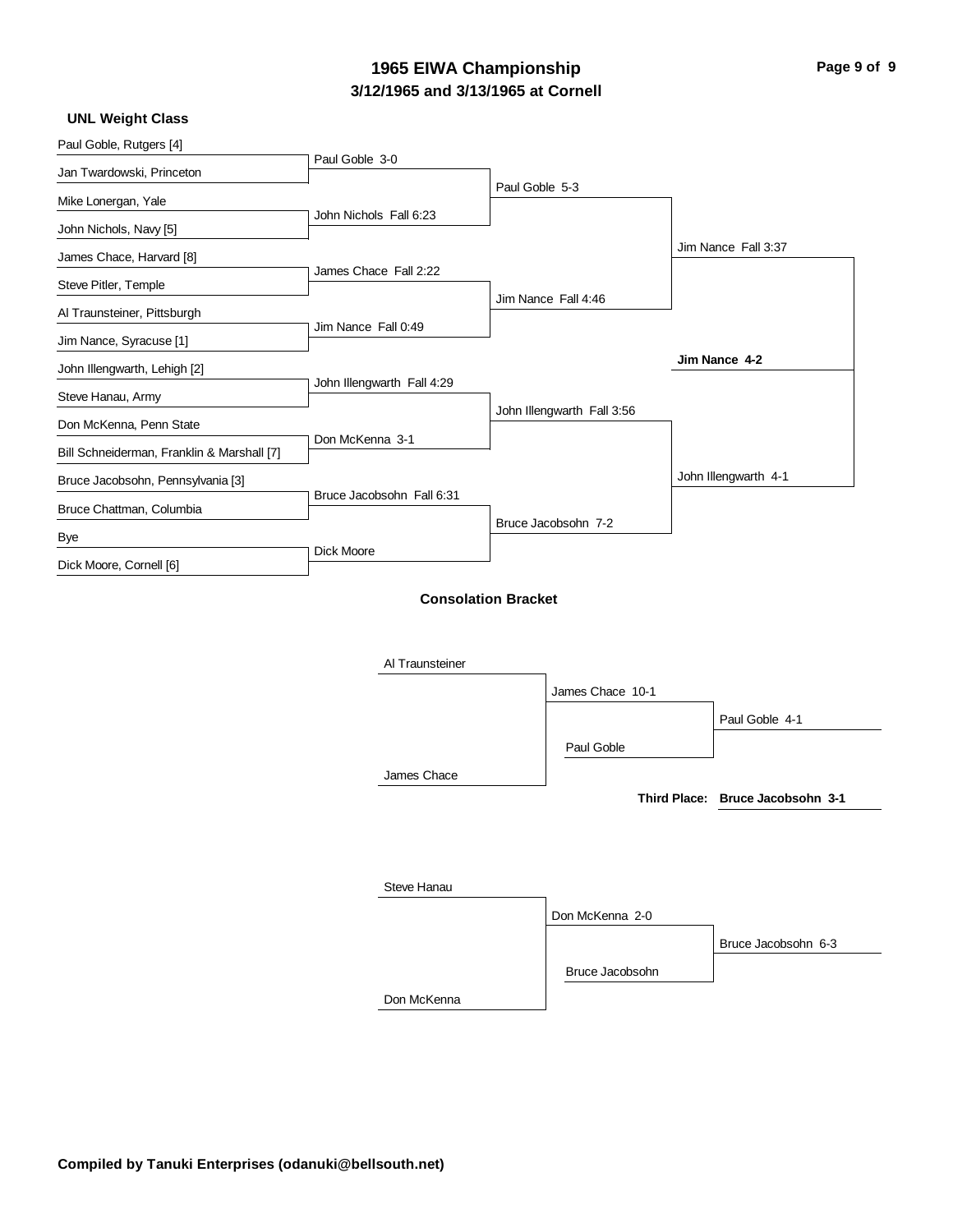# 1965 EIWA Championship
## 3/12/1965 and 3/13/1965 at Cornell

### UNL Weight Class

Paul Goble, Rutgers [4]
Jan Twardowski, Princeton
Mike Lonergan, Yale
John Nichols, Navy [5]
James Chace, Harvard [8]
Steve Pitler, Temple
Al Traunsteiner, Pittsburgh
Jim Nance, Syracuse [1]
John Illengwarth, Lehigh [2]
Steve Hanau, Army
Don McKenna, Penn State
Bill Schneiderman, Franklin & Marshall [7]
Bruce Jacobsohn, Pennsylvania [3]
Bruce Chattman, Columbia
Bye
Dick Moore, Cornell [6]

Paul Goble 3-0
John Nichols Fall 6:23
James Chace Fall 2:22
Jim Nance Fall 0:49
John Illengwarth Fall 4:29
Don McKenna 3-1
Bruce Jacobsohn Fall 6:31
Dick Moore

Paul Goble 5-3
Jim Nance Fall 4:46
John Illengwarth Fall 3:56
Bruce Jacobsohn 7-2

Jim Nance Fall 3:37
John Illengwarth 4-1

**Jim Nance 4-2**

### Consolation Bracket

Al Traunsteiner
James Chace

James Chace 10-1
Paul Goble

Paul Goble 4-1

**Third Place: Bruce Jacobsohn 3-1**

Steve Hanau
Don McKenna

Don McKenna 2-0
Bruce Jacobsohn

Bruce Jacobsohn 6-3

**Compiled by Tanuki Enterprises (odanuki@bellsouth.net)**